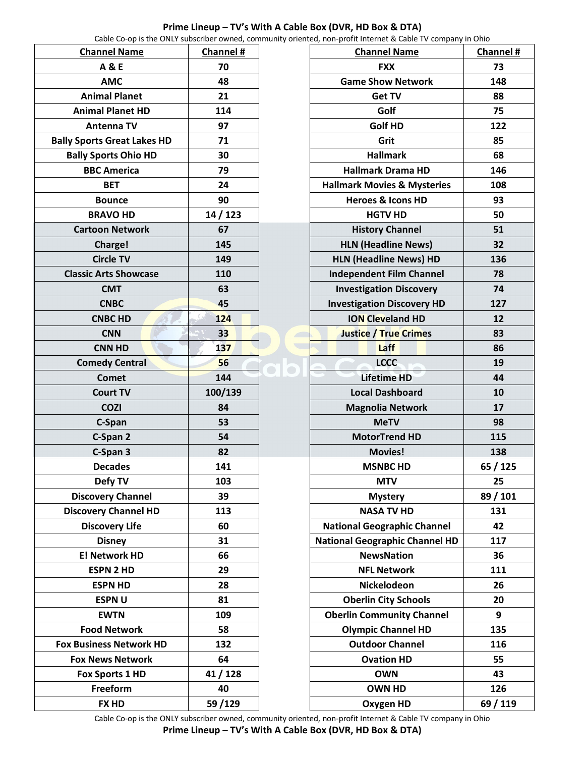# Prime Lineup – TV's With A Cable Box (DVR, HD Box & DTA)

Cable Co-op is the ONLY subscriber owned, community oriented, non-profit Internet & Cable TV company in Ohio

| Channel Name | Channel # |
|---|---|
| A & E | 70 |
| AMC | 48 |
| Animal Planet | 21 |
| Animal Planet HD | 114 |
| Antenna TV | 97 |
| Bally Sports Great Lakes HD | 71 |
| Bally Sports Ohio HD | 30 |
| BBC America | 79 |
| BET | 24 |
| Bounce | 90 |
| BRAVO HD | 14 / 123 |
| Cartoon Network | 67 |
| Charge! | 145 |
| Circle TV | 149 |
| Classic Arts Showcase | 110 |
| CMT | 63 |
| CNBC | 45 |
| CNBC HD | 124 |
| CNN | 33 |
| CNN HD | 137 |
| Comedy Central | 56 |
| Comet | 144 |
| Court TV | 100/139 |
| COZI | 84 |
| C-Span | 53 |
| C-Span 2 | 54 |
| C-Span 3 | 82 |
| Decades | 141 |
| Defy TV | 103 |
| Discovery Channel | 39 |
| Discovery Channel HD | 113 |
| Discovery Life | 60 |
| Disney | 31 |
| E! Network HD | 66 |
| ESPN 2 HD | 29 |
| ESPN HD | 28 |
| ESPN U | 81 |
| EWTN | 109 |
| Food Network | 58 |
| Fox Business Network HD | 132 |
| Fox News Network | 64 |
| Fox Sports 1 HD | 41 / 128 |
| Freeform | 40 |
| FX HD | 59 /129 |
| FXX | 73 |
| Game Show Network | 148 |
| Get TV | 88 |
| Golf | 75 |
| Golf HD | 122 |
| Grit | 85 |
| Hallmark | 68 |
| Hallmark Drama HD | 146 |
| Hallmark Movies & Mysteries | 108 |
| Heroes & Icons HD | 93 |
| HGTV HD | 50 |
| History Channel | 51 |
| HLN (Headline News) | 32 |
| HLN (Headline News) HD | 136 |
| Independent Film Channel | 78 |
| Investigation Discovery | 74 |
| Investigation Discovery HD | 127 |
| ION Cleveland HD | 12 |
| Justice / True Crimes | 83 |
| Laff | 86 |
| LCCC | 19 |
| Lifetime HD | 44 |
| Local Dashboard | 10 |
| Magnolia Network | 17 |
| MeTV | 98 |
| MotorTrend HD | 115 |
| Movies! | 138 |
| MSNBC HD | 65 / 125 |
| MTV | 25 |
| Mystery | 89 / 101 |
| NASA TV HD | 131 |
| National Geographic Channel | 42 |
| National Geographic Channel HD | 117 |
| NewsNation | 36 |
| NFL Network | 111 |
| Nickelodeon | 26 |
| Oberlin City Schools | 20 |
| Oberlin Community Channel | 9 |
| Olympic Channel HD | 135 |
| Outdoor Channel | 116 |
| Ovation HD | 55 |
| OWN | 43 |
| OWN HD | 126 |
| Oxygen HD | 69 / 119 |

Cable Co-op is the ONLY subscriber owned, community oriented, non-profit Internet & Cable TV company in Ohio

**Prime Lineup – TV's With A Cable Box (DVR, HD Box & DTA)**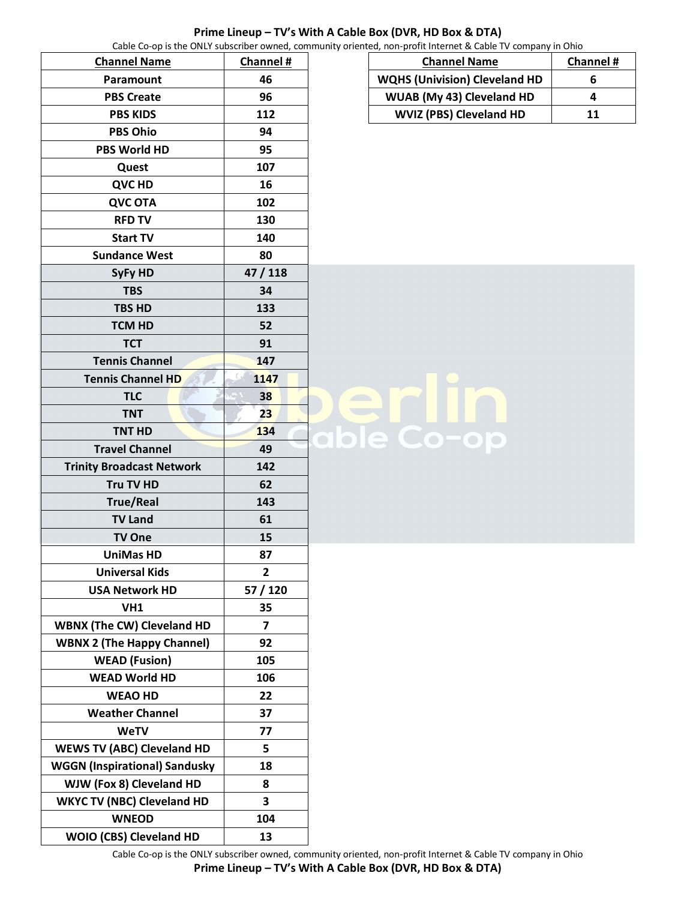**Prime Lineup – TV's With A Cable Box (DVR, HD Box & DTA)**

Cable Co-op is the ONLY subscriber owned, community oriented, non-profit Internet & Cable TV company in Ohio

| Channel Name | Channel # |
|---|---|
| Paramount | 46 |
| PBS Create | 96 |
| PBS KIDS | 112 |
| PBS Ohio | 94 |
| PBS World HD | 95 |
| Quest | 107 |
| QVC HD | 16 |
| QVC OTA | 102 |
| RFD TV | 130 |
| Start TV | 140 |
| Sundance West | 80 |
| SyFy HD | 47 / 118 |
| TBS | 34 |
| TBS HD | 133 |
| TCM HD | 52 |
| TCT | 91 |
| Tennis Channel | 147 |
| Tennis Channel HD | 1147 |
| TLC | 38 |
| TNT | 23 |
| TNT HD | 134 |
| Travel Channel | 49 |
| Trinity Broadcast Network | 142 |
| Tru TV HD | 62 |
| True/Real | 143 |
| TV Land | 61 |
| TV One | 15 |
| UniMas HD | 87 |
| Universal Kids | 2 |
| USA Network HD | 57 / 120 |
| VH1 | 35 |
| WBNX (The CW) Cleveland HD | 7 |
| WBNX 2 (The Happy Channel) | 92 |
| WEAD (Fusion) | 105 |
| WEAD World HD | 106 |
| WEAO HD | 22 |
| Weather Channel | 37 |
| WeTV | 77 |
| WEWS TV (ABC) Cleveland HD | 5 |
| WGGN (Inspirational) Sandusky | 18 |
| WJW (Fox 8) Cleveland HD | 8 |
| WKYC TV (NBC) Cleveland HD | 3 |
| WNEOD | 104 |
| WOIO (CBS) Cleveland HD | 13 |
| WQHS (Univision) Cleveland HD | 6 |
| WUAB (My 43) Cleveland HD | 4 |
| WVIZ (PBS) Cleveland HD | 11 |

Cable Co-op is the ONLY subscriber owned, community oriented, non-profit Internet & Cable TV company in Ohio

**Prime Lineup – TV's With A Cable Box (DVR, HD Box & DTA)**